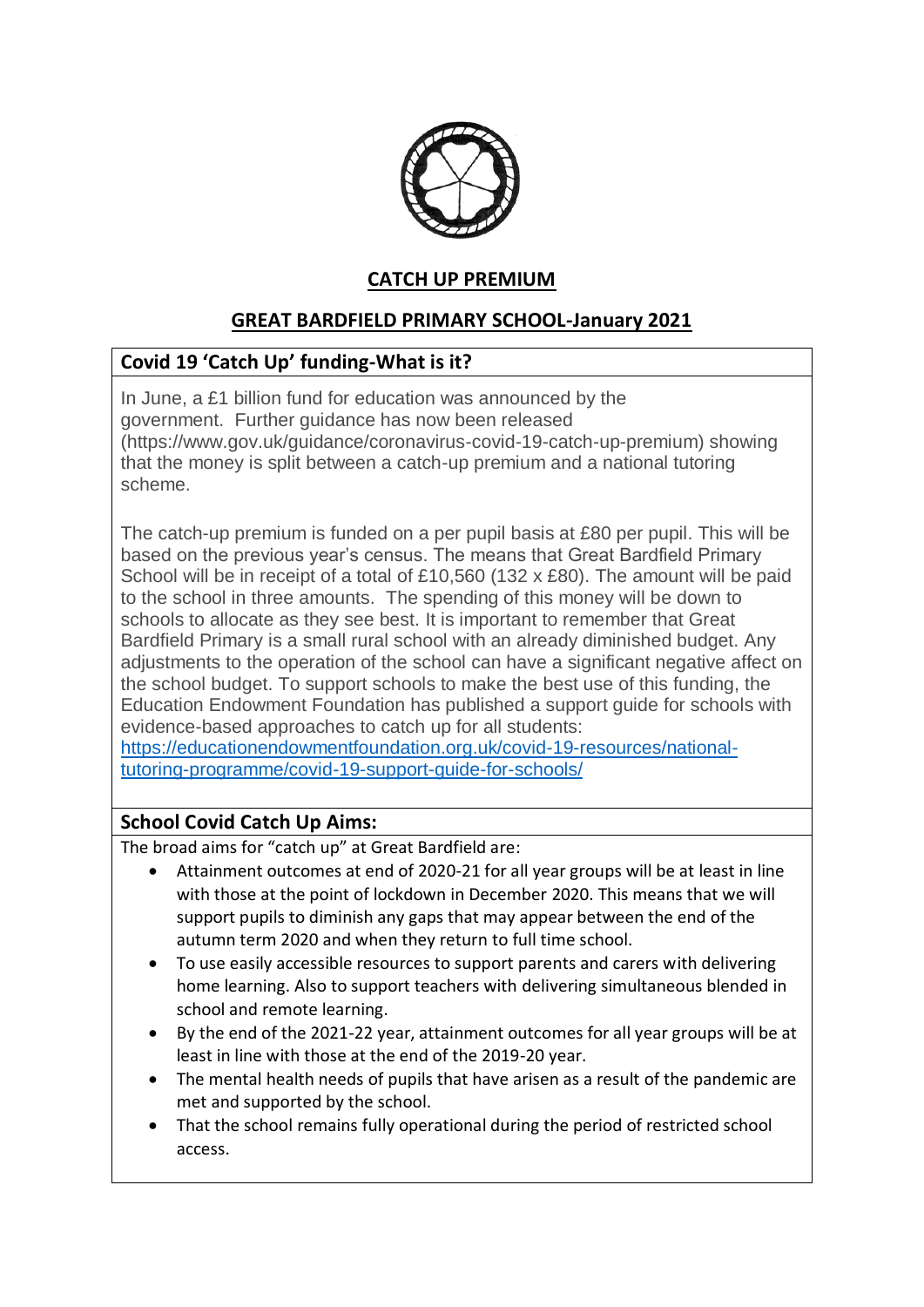# CATCH UP PREMIUM

## GREAT BARDFIELD PRIMARY SCHOOL-January 2021

### Covid 19 'Catch Up' funding-What is it?

In June, a £1 billion fund for education was announced by the government. Further guidance has now been released (https://www.gov.uk/guidance/coronavirus-covid-19-catch-up-premium) showing that the money is split between a catch-up premium and a national tutoring scheme.

The catch-up premium is funded on a per pupil basis at £80 per pupil. This will be based on the previous year's census. The means that Great Bardfield Primary School will be in receipt of a total of £10,560 (132 x £80). The amount will be paid to the school in three amounts. The spending of this money will be down to schools to allocate as they see best. It is important to remember that Great Bardfield Primary is a small rural school with an already diminished budget. Any adjustments to the operation of the school can have a significant negative affect on the school budget. To support schools to make the best use of this funding, the Education Endowment Foundation has published a support guide for schools with evidence-based approaches to catch up for all students: [https://educationendowmentfoundation.org.uk/covid-19-resources/national-tutoring-programme/covid-19-support-guide-for-schools/](https://educationendowmentfoundation.org.uk/covid-19-resources/national-tutoring-programme/covid-19-support-guide-for-schools/)

### School Covid Catch Up Aims:

The broad aims for "catch up" at Great Bardfield are:

- Attainment outcomes at end of 2020-21 for all year groups will be at least in line with those at the point of lockdown in December 2020. This means that we will support pupils to diminish any gaps that may appear between the end of the autumn term 2020 and when they return to full time school.
- To use easily accessible resources to support parents and carers with delivering home learning. Also to support teachers with delivering simultaneous blended in school and remote learning.
- By the end of the 2021-22 year, attainment outcomes for all year groups will be at least in line with those at the end of the 2019-20 year.
- The mental health needs of pupils that have arisen as a result of the pandemic are met and supported by the school.
- That the school remains fully operational during the period of restricted school access.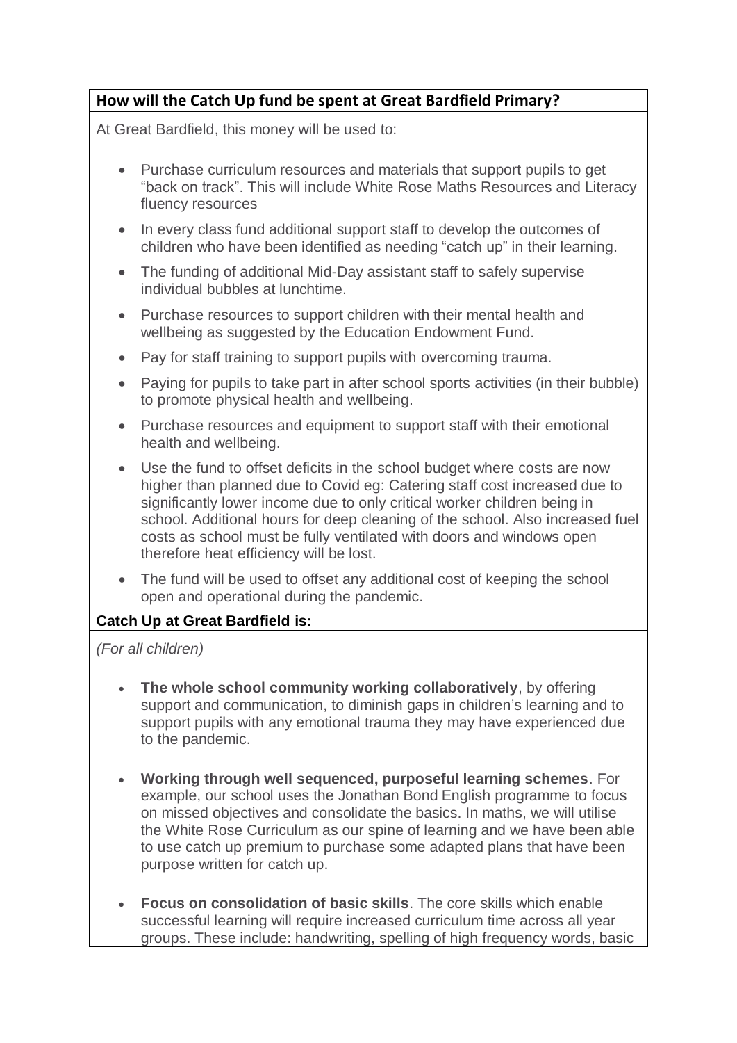## How will the Catch Up fund be spent at Great Bardfield Primary?

At Great Bardfield, this money will be used to:

- Purchase curriculum resources and materials that support pupils to get "back on track". This will include White Rose Maths Resources and Literacy fluency resources
- In every class fund additional support staff to develop the outcomes of children who have been identified as needing "catch up" in their learning.
- The funding of additional Mid-Day assistant staff to safely supervise individual bubbles at lunchtime.
- Purchase resources to support children with their mental health and wellbeing as suggested by the Education Endowment Fund.
- Pay for staff training to support pupils with overcoming trauma.
- Paying for pupils to take part in after school sports activities (in their bubble) to promote physical health and wellbeing.
- Purchase resources and equipment to support staff with their emotional health and wellbeing.
- Use the fund to offset deficits in the school budget where costs are now higher than planned due to Covid eg: Catering staff cost increased due to significantly lower income due to only critical worker children being in school. Additional hours for deep cleaning of the school. Also increased fuel costs as school must be fully ventilated with doors and windows open therefore heat efficiency will be lost.
- The fund will be used to offset any additional cost of keeping the school open and operational during the pandemic.

## Catch Up at Great Bardfield is:

*(For all children)*

- **The whole school community working collaboratively**, by offering support and communication, to diminish gaps in children's learning and to support pupils with any emotional trauma they may have experienced due to the pandemic.

- **Working through well sequenced, purposeful learning schemes**. For example, our school uses the Jonathan Bond English programme to focus on missed objectives and consolidate the basics. In maths, we will utilise the White Rose Curriculum as our spine of learning and we have been able to use catch up premium to purchase some adapted plans that have been purpose written for catch up.

- **Focus on consolidation of basic skills**. The core skills which enable successful learning will require increased curriculum time across all year groups. These include: handwriting, spelling of high frequency words, basic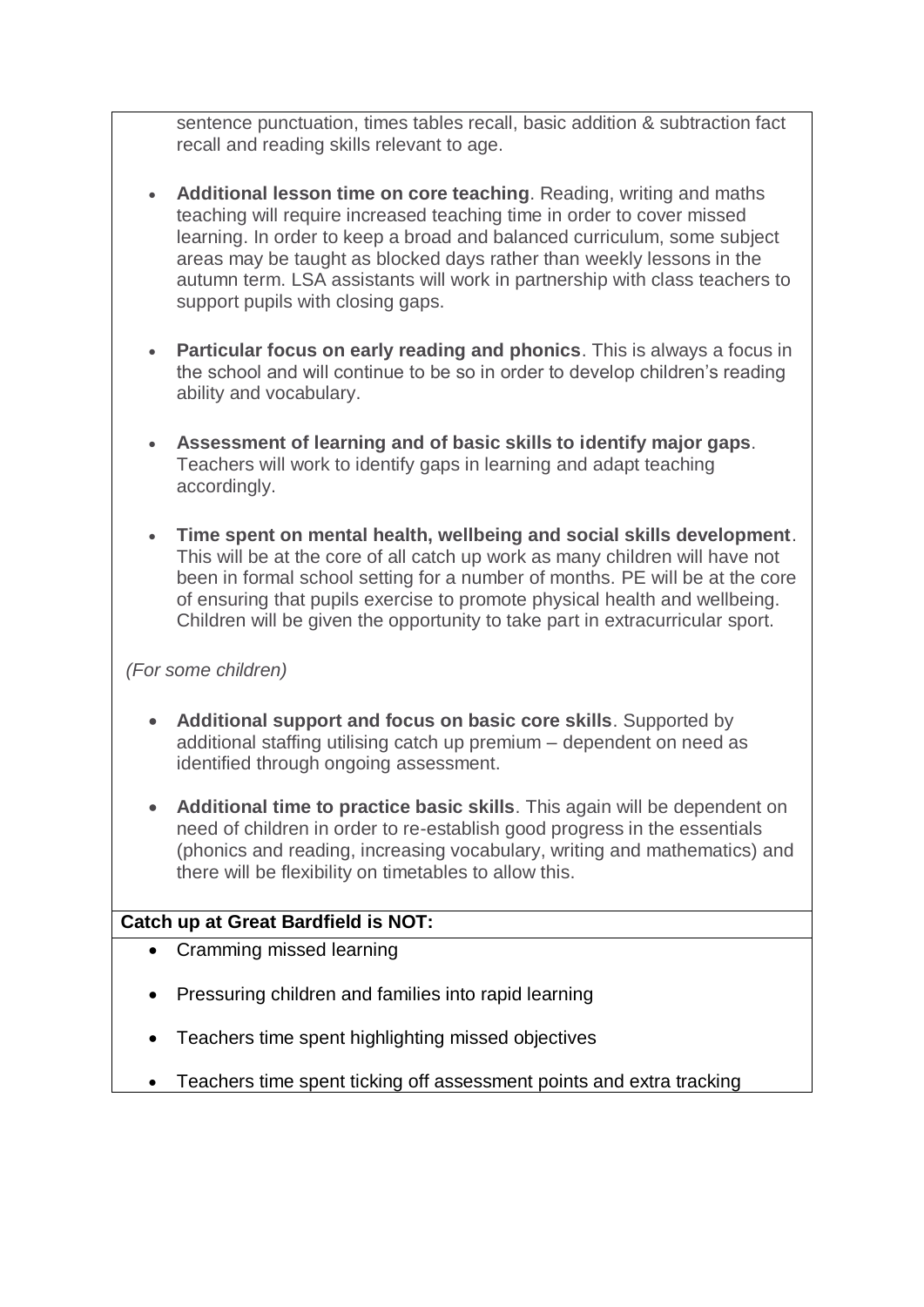sentence punctuation, times tables recall, basic addition & subtraction fact recall and reading skills relevant to age.

- **Additional lesson time on core teaching**. Reading, writing and maths teaching will require increased teaching time in order to cover missed learning. In order to keep a broad and balanced curriculum, some subject areas may be taught as blocked days rather than weekly lessons in the autumn term. LSA assistants will work in partnership with class teachers to support pupils with closing gaps.

- **Particular focus on early reading and phonics**. This is always a focus in the school and will continue to be so in order to develop children's reading ability and vocabulary.

- **Assessment of learning and of basic skills to identify major gaps**. Teachers will work to identify gaps in learning and adapt teaching accordingly.

- **Time spent on mental health, wellbeing and social skills development**. This will be at the core of all catch up work as many children will have not been in formal school setting for a number of months. PE will be at the core of ensuring that pupils exercise to promote physical health and wellbeing. Children will be given the opportunity to take part in extracurricular sport.

*(For some children)*

- **Additional support and focus on basic core skills**. Supported by additional staffing utilising catch up premium – dependent on need as identified through ongoing assessment.

- **Additional time to practice basic skills**. This again will be dependent on need of children in order to re-establish good progress in the essentials (phonics and reading, increasing vocabulary, writing and mathematics) and there will be flexibility on timetables to allow this.

**Catch up at Great Bardfield is NOT:**

- Cramming missed learning

- Pressuring children and families into rapid learning

- Teachers time spent highlighting missed objectives

- Teachers time spent ticking off assessment points and extra tracking